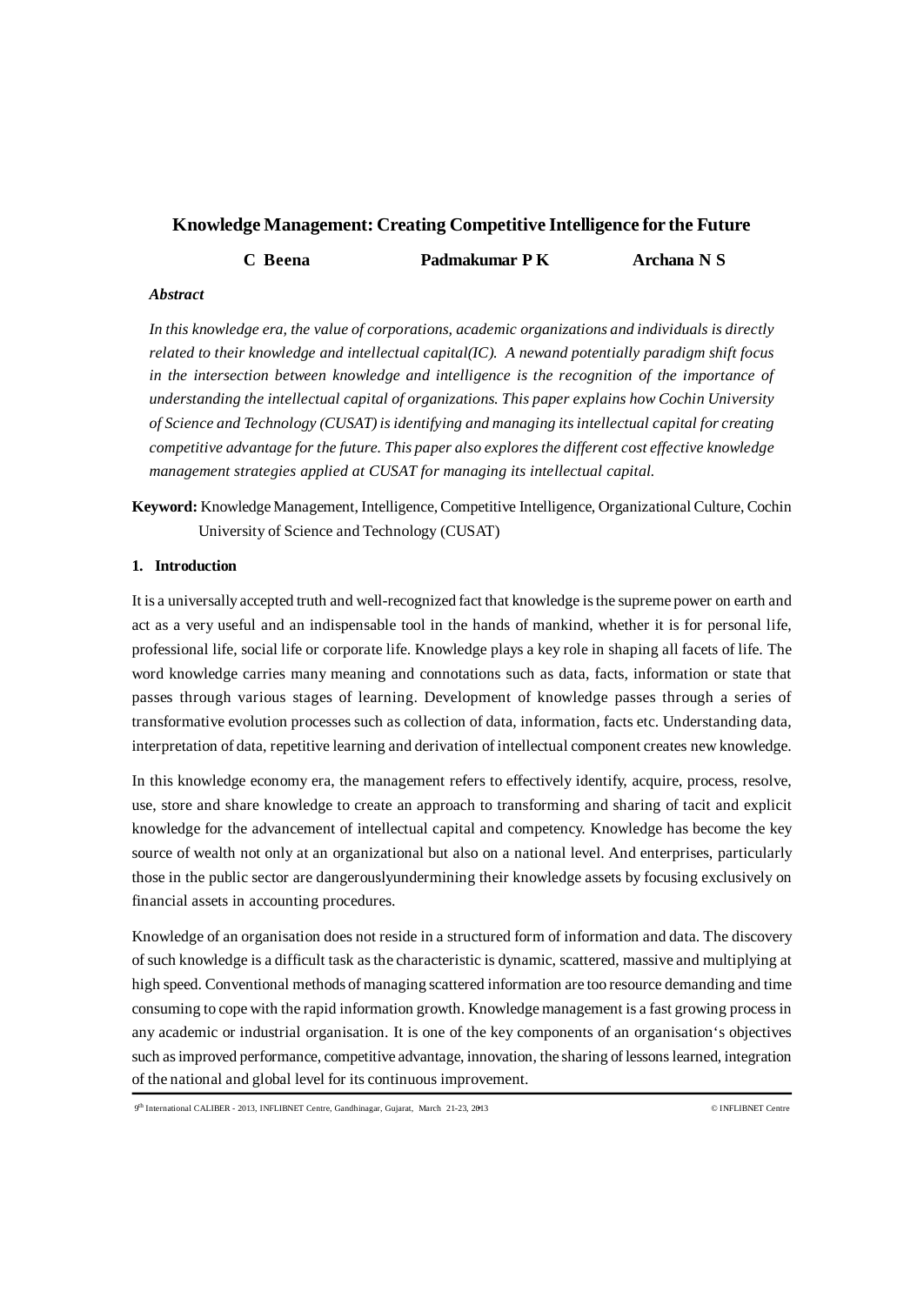# Knowledge Management: Creating Competitive Intelligence for the Future

**C Beena** **Padmakumar P K** **Archana N S**

***Abstract***

*In this knowledge era, the value of corporations, academic organizations and individuals is directly related to their knowledge and intellectual capital(IC). A newand potentially paradigm shift focus in the intersection between knowledge and intelligence is the recognition of the importance of understanding the intellectual capital of organizations. This paper explains how Cochin University of Science and Technology (CUSAT) is identifying and managing its intellectual capital for creating competitive advantage for the future. This paper also explores the different cost effective knowledge management strategies applied at CUSAT for managing its intellectual capital.*

**Keyword:** Knowledge Management, Intelligence, Competitive Intelligence, Organizational Culture, Cochin University of Science and Technology (CUSAT)

## 1. Introduction

It is a universally accepted truth and well-recognized fact that knowledge is the supreme power on earth and act as a very useful and an indispensable tool in the hands of mankind, whether it is for personal life, professional life, social life or corporate life. Knowledge plays a key role in shaping all facets of life. The word knowledge carries many meaning and connotations such as data, facts, information or state that passes through various stages of learning. Development of knowledge passes through a series of transformative evolution processes such as collection of data, information, facts etc. Understanding data, interpretation of data, repetitive learning and derivation of intellectual component creates new knowledge.

In this knowledge economy era, the management refers to effectively identify, acquire, process, resolve, use, store and share knowledge to create an approach to transforming and sharing of tacit and explicit knowledge for the advancement of intellectual capital and competency. Knowledge has become the key source of wealth not only at an organizational but also on a national level. And enterprises, particularly those in the public sector are dangerouslyundermining their knowledge assets by focusing exclusively on financial assets in accounting procedures.

Knowledge of an organisation does not reside in a structured form of information and data. The discovery of such knowledge is a difficult task as the characteristic is dynamic, scattered, massive and multiplying at high speed. Conventional methods of managing scattered information are too resource demanding and time consuming to cope with the rapid information growth. Knowledge management is a fast growing process in any academic or industrial organisation. It is one of the key components of an organisation's objectives such as improved performance, competitive advantage, innovation, the sharing of lessons learned, integration of the national and global level for its continuous improvement.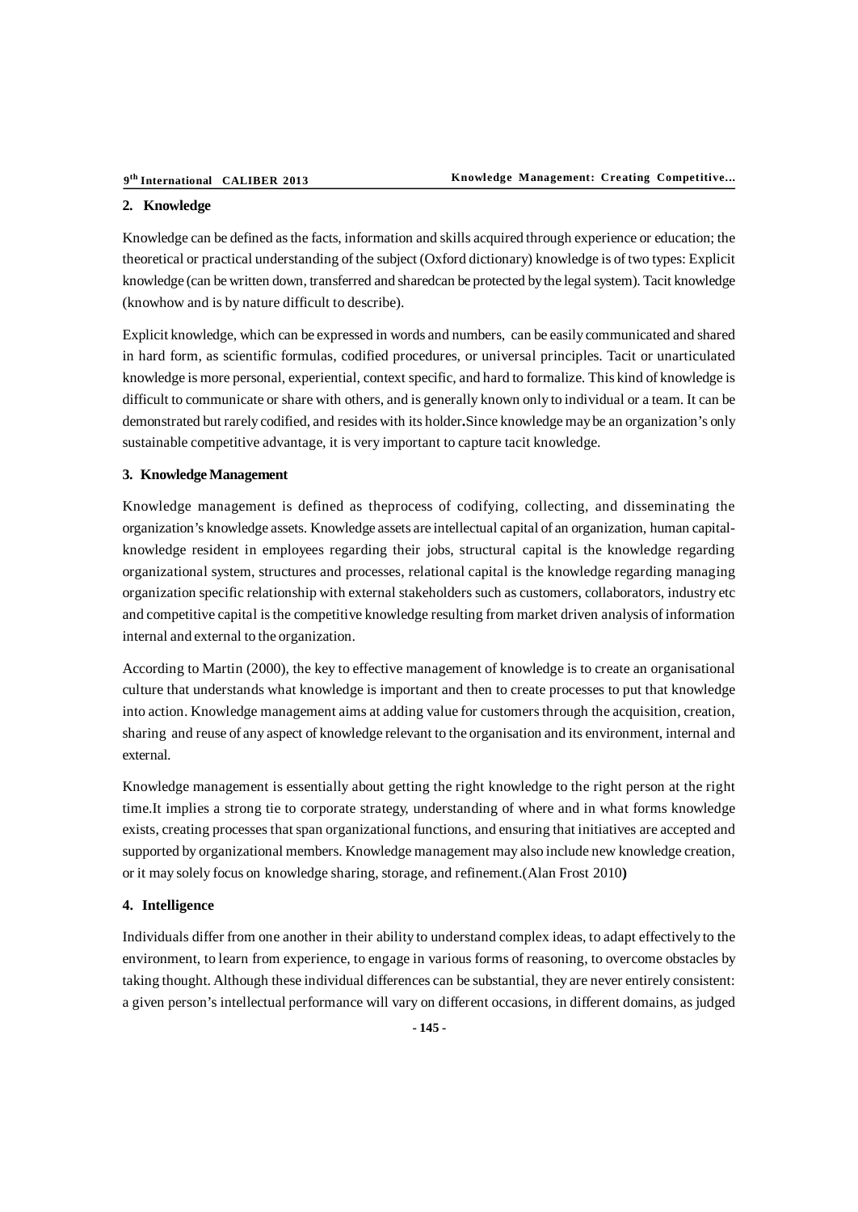## 2. Knowledge

Knowledge can be defined as the facts, information and skills acquired through experience or education; the theoretical or practical understanding of the subject (Oxford dictionary) knowledge is of two types: Explicit knowledge (can be written down, transferred and sharedcan be protected by the legal system). Tacit knowledge (knowhow and is by nature difficult to describe).

Explicit knowledge, which can be expressed in words and numbers, can be easily communicated and shared in hard form, as scientific formulas, codified procedures, or universal principles. Tacit or unarticulated knowledge is more personal, experiential, context specific, and hard to formalize. This kind of knowledge is difficult to communicate or share with others, and is generally known only to individual or a team. It can be demonstrated but rarely codified, and resides with its holder**.**Since knowledge may be an organization's only sustainable competitive advantage, it is very important to capture tacit knowledge.

## 3. Knowledge Management

Knowledge management is defined as theprocess of codifying, collecting, and disseminating the organization's knowledge assets. Knowledge assets are intellectual capital of an organization, human capital-knowledge resident in employees regarding their jobs, structural capital is the knowledge regarding organizational system, structures and processes, relational capital is the knowledge regarding managing organization specific relationship with external stakeholders such as customers, collaborators, industry etc and competitive capital is the competitive knowledge resulting from market driven analysis of information internal and external to the organization.

According to Martin (2000), the key to effective management of knowledge is to create an organisational culture that understands what knowledge is important and then to create processes to put that knowledge into action. Knowledge management aims at adding value for customers through the acquisition, creation, sharing and reuse of any aspect of knowledge relevant to the organisation and its environment, internal and external.

Knowledge management is essentially about getting the right knowledge to the right person at the right time.It implies a strong tie to corporate strategy, understanding of where and in what forms knowledge exists, creating processes that span organizational functions, and ensuring that initiatives are accepted and supported by organizational members. Knowledge management may also include new knowledge creation, or it may solely focus on knowledge sharing, storage, and refinement.(Alan Frost 2010**)**

## 4. Intelligence

Individuals differ from one another in their ability to understand complex ideas, to adapt effectively to the environment, to learn from experience, to engage in various forms of reasoning, to overcome obstacles by taking thought. Although these individual differences can be substantial, they are never entirely consistent: a given person's intellectual performance will vary on different occasions, in different domains, as judged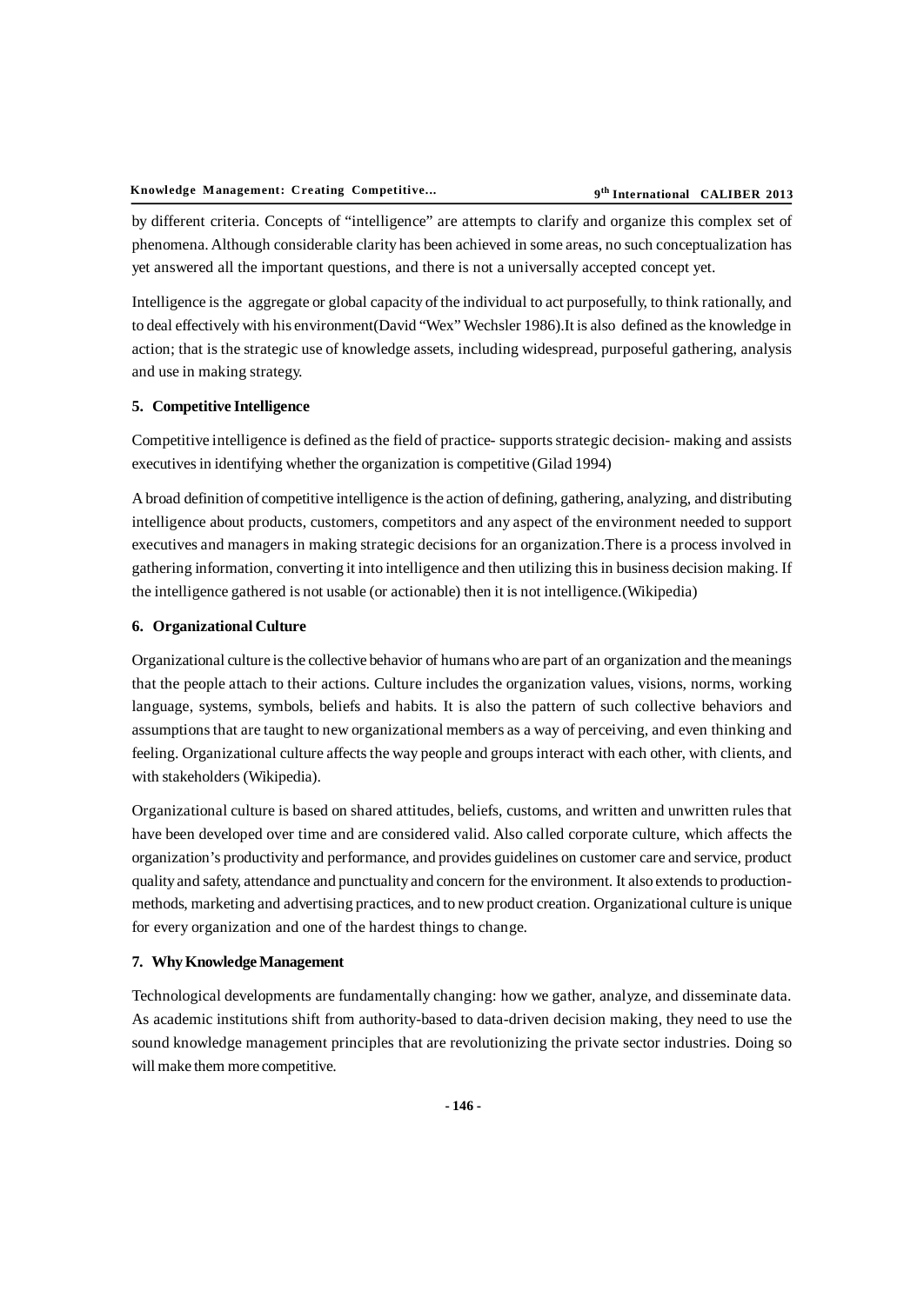by different criteria. Concepts of "intelligence" are attempts to clarify and organize this complex set of phenomena. Although considerable clarity has been achieved in some areas, no such conceptualization has yet answered all the important questions, and there is not a universally accepted concept yet.

Intelligence is the aggregate or global capacity of the individual to act purposefully, to think rationally, and to deal effectively with his environment(David "Wex" Wechsler 1986).It is also defined as the knowledge in action; that is the strategic use of knowledge assets, including widespread, purposeful gathering, analysis and use in making strategy.

### 5. Competitive Intelligence

Competitive intelligence is defined as the field of practice- supports strategic decision- making and assists executives in identifying whether the organization is competitive (Gilad 1994)

A broad definition of competitive intelligence is the action of defining, gathering, analyzing, and distributing intelligence about products, customers, competitors and any aspect of the environment needed to support executives and managers in making strategic decisions for an organization.There is a process involved in gathering information, converting it into intelligence and then utilizing this in business decision making. If the intelligence gathered is not usable (or actionable) then it is not intelligence.(Wikipedia)

### 6. Organizational Culture

Organizational culture is the collective behavior of humans who are part of an organization and the meanings that the people attach to their actions. Culture includes the organization values, visions, norms, working language, systems, symbols, beliefs and habits. It is also the pattern of such collective behaviors and assumptions that are taught to new organizational members as a way of perceiving, and even thinking and feeling. Organizational culture affects the way people and groups interact with each other, with clients, and with stakeholders (Wikipedia).

Organizational culture is based on shared attitudes, beliefs, customs, and written and unwritten rules that have been developed over time and are considered valid. Also called corporate culture, which affects the organization's productivity and performance, and provides guidelines on customer care and service, product quality and safety, attendance and punctuality and concern for the environment. It also extends to production-methods, marketing and advertising practices, and to new product creation. Organizational culture is unique for every organization and one of the hardest things to change.

### 7. Why Knowledge Management

Technological developments are fundamentally changing: how we gather, analyze, and disseminate data. As academic institutions shift from authority-based to data-driven decision making, they need to use the sound knowledge management principles that are revolutionizing the private sector industries. Doing so will make them more competitive.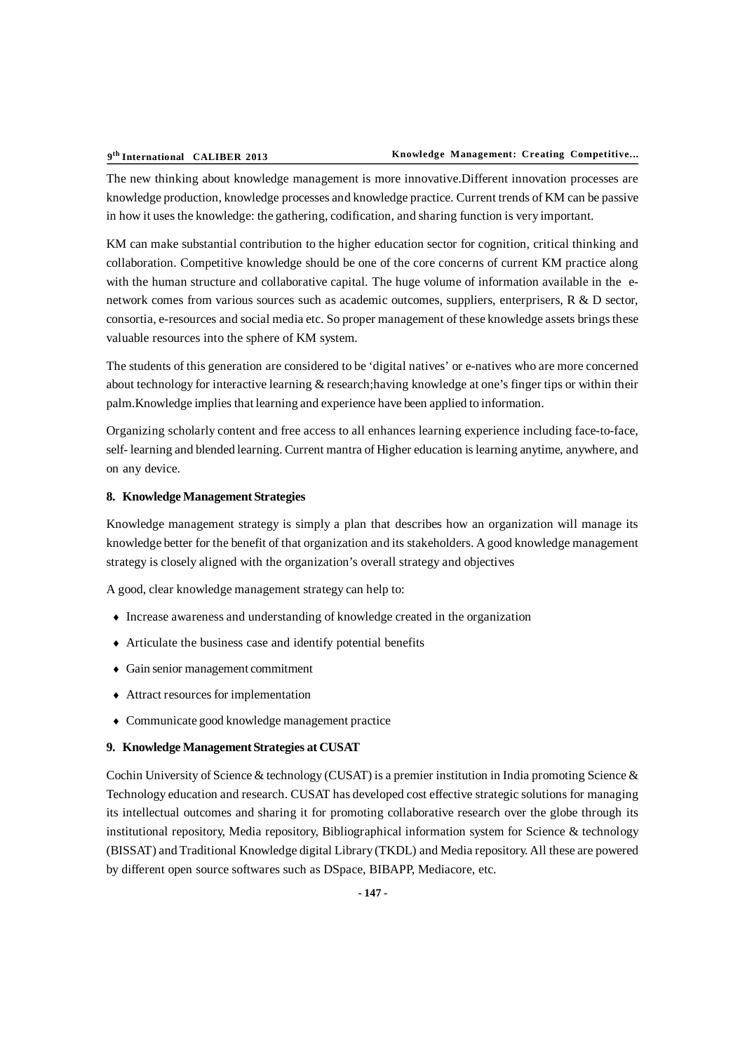The new thinking about knowledge management is more innovative.Different innovation processes are knowledge production, knowledge processes and knowledge practice. Current trends of KM can be passive in how it uses the knowledge: the gathering, codification, and sharing function is very important.

KM can make substantial contribution to the higher education sector for cognition, critical thinking and collaboration. Competitive knowledge should be one of the core concerns of current KM practice along with the human structure and collaborative capital. The huge volume of information available in the e-network comes from various sources such as academic outcomes, suppliers, enterprisers, R & D sector, consortia, e-resources and social media etc. So proper management of these knowledge assets brings these valuable resources into the sphere of KM system.

The students of this generation are considered to be 'digital natives' or e-natives who are more concerned about technology for interactive learning & research;having knowledge at one's finger tips or within their palm.Knowledge implies that learning and experience have been applied to information.

Organizing scholarly content and free access to all enhances learning experience including face-to-face, self- learning and blended learning. Current mantra of Higher education is learning anytime, anywhere, and on any device.

## 8. Knowledge Management Strategies

Knowledge management strategy is simply a plan that describes how an organization will manage its knowledge better for the benefit of that organization and its stakeholders. A good knowledge management strategy is closely aligned with the organization's overall strategy and objectives

A good, clear knowledge management strategy can help to:

- Increase awareness and understanding of knowledge created in the organization
- Articulate the business case and identify potential benefits
- Gain senior management commitment
- Attract resources for implementation
- Communicate good knowledge management practice

## 9. Knowledge Management Strategies at CUSAT

Cochin University of Science & technology (CUSAT) is a premier institution in India promoting Science & Technology education and research. CUSAT has developed cost effective strategic solutions for managing its intellectual outcomes and sharing it for promoting collaborative research over the globe through its institutional repository, Media repository, Bibliographical information system for Science & technology (BISSAT) and Traditional Knowledge digital Library (TKDL) and Media repository. All these are powered by different open source softwares such as DSpace, BIBAPP, Mediacore, etc.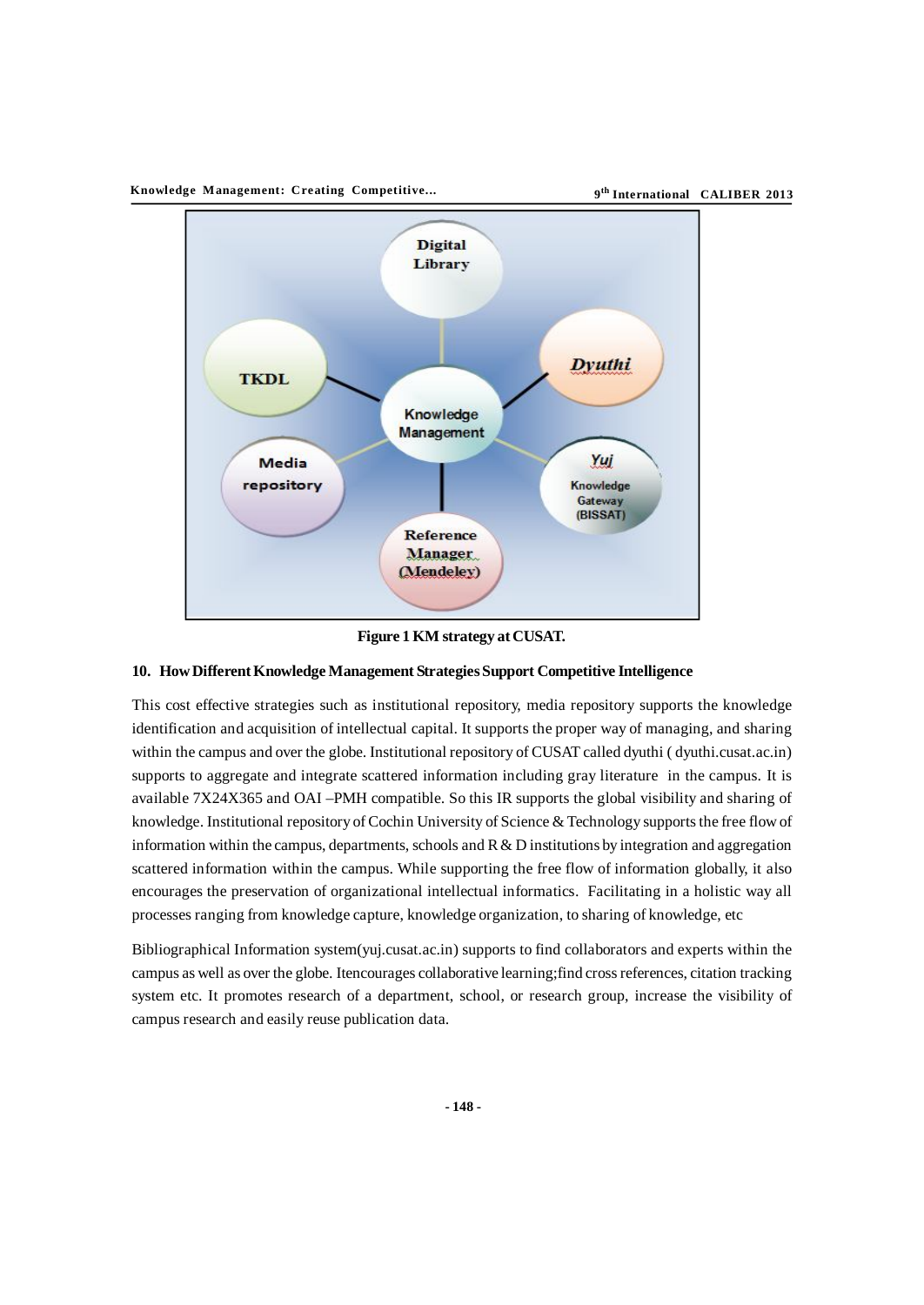Figure 1 KM strategy at CUSAT.

## 10. How Different Knowledge Management Strategies Support Competitive Intelligence

This cost effective strategies such as institutional repository, media repository supports the knowledge identification and acquisition of intellectual capital. It supports the proper way of managing, and sharing within the campus and over the globe. Institutional repository of CUSAT called dyuthi ( dyuthi.cusat.ac.in) supports to aggregate and integrate scattered information including gray literature in the campus. It is available 7X24X365 and OAI –PMH compatible. So this IR supports the global visibility and sharing of knowledge. Institutional repository of Cochin University of Science & Technology supports the free flow of information within the campus, departments, schools and R & D institutions by integration and aggregation scattered information within the campus. While supporting the free flow of information globally, it also encourages the preservation of organizational intellectual informatics. Facilitating in a holistic way all processes ranging from knowledge capture, knowledge organization, to sharing of knowledge, etc

Bibliographical Information system(yuj.cusat.ac.in) supports to find collaborators and experts within the campus as well as over the globe. Itencourages collaborative learning;find cross references, citation tracking system etc. It promotes research of a department, school, or research group, increase the visibility of campus research and easily reuse publication data.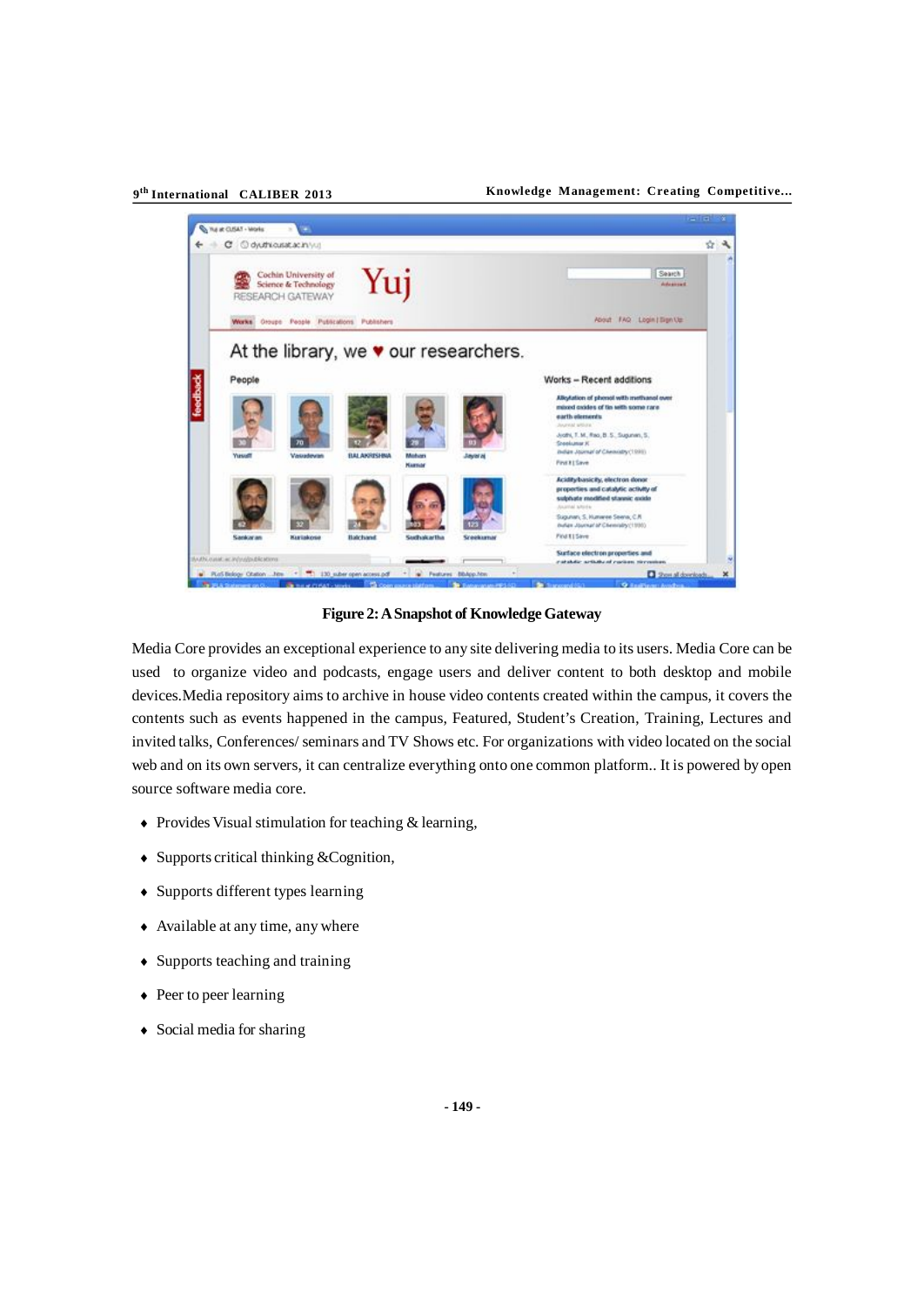Figure 2: A Snapshot of Knowledge Gateway

Media Core provides an exceptional experience to any site delivering media to its users. Media Core can be used to organize video and podcasts, engage users and deliver content to both desktop and mobile devices.Media repository aims to archive in house video contents created within the campus, it covers the contents such as events happened in the campus, Featured, Student's Creation, Training, Lectures and invited talks, Conferences/ seminars and TV Shows etc. For organizations with video located on the social web and on its own servers, it can centralize everything onto one common platform.. It is powered by open source software media core.

- Provides Visual stimulation for teaching & learning,
- Supports critical thinking &Cognition,
- Supports different types learning
- Available at any time, any where
- Supports teaching and training
- Peer to peer learning
- Social media for sharing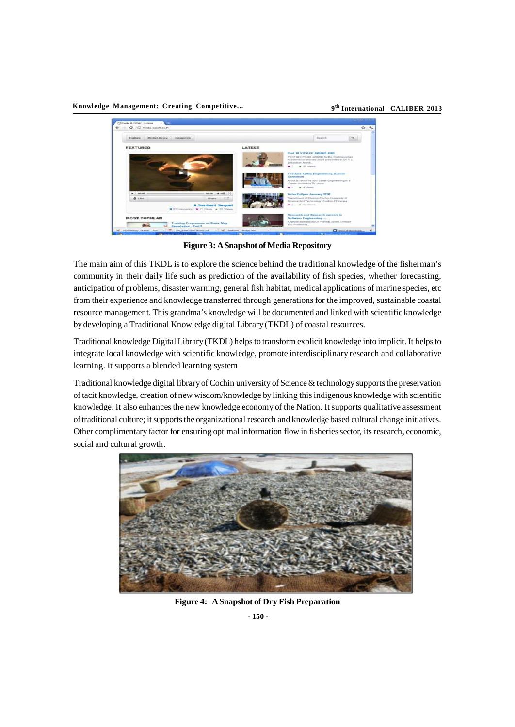Figure 3: A Snapshot of Media Repository

The main aim of this TKDL is to explore the science behind the traditional knowledge of the fisherman's community in their daily life such as prediction of the availability of fish species, whether forecasting, anticipation of problems, disaster warning, general fish habitat, medical applications of marine species, etc from their experience and knowledge transferred through generations for the improved, sustainable coastal resource management. This grandma's knowledge will be documented and linked with scientific knowledge by developing a Traditional Knowledge digital Library (TKDL) of coastal resources.

Traditional knowledge Digital Library (TKDL) helps to transform explicit knowledge into implicit. It helps to integrate local knowledge with scientific knowledge, promote interdisciplinary research and collaborative learning. It supports a blended learning system

Traditional knowledge digital library of Cochin university of Science & technology supports the preservation of tacit knowledge, creation of new wisdom/knowledge by linking this indigenous knowledge with scientific knowledge. It also enhances the new knowledge economy of the Nation. It supports qualitative assessment of traditional culture; it supports the organizational research and knowledge based cultural change initiatives. Other complimentary factor for ensuring optimal information flow in fisheries sector, its research, economic, social and cultural growth.

Figure 4: A Snapshot of Dry Fish Preparation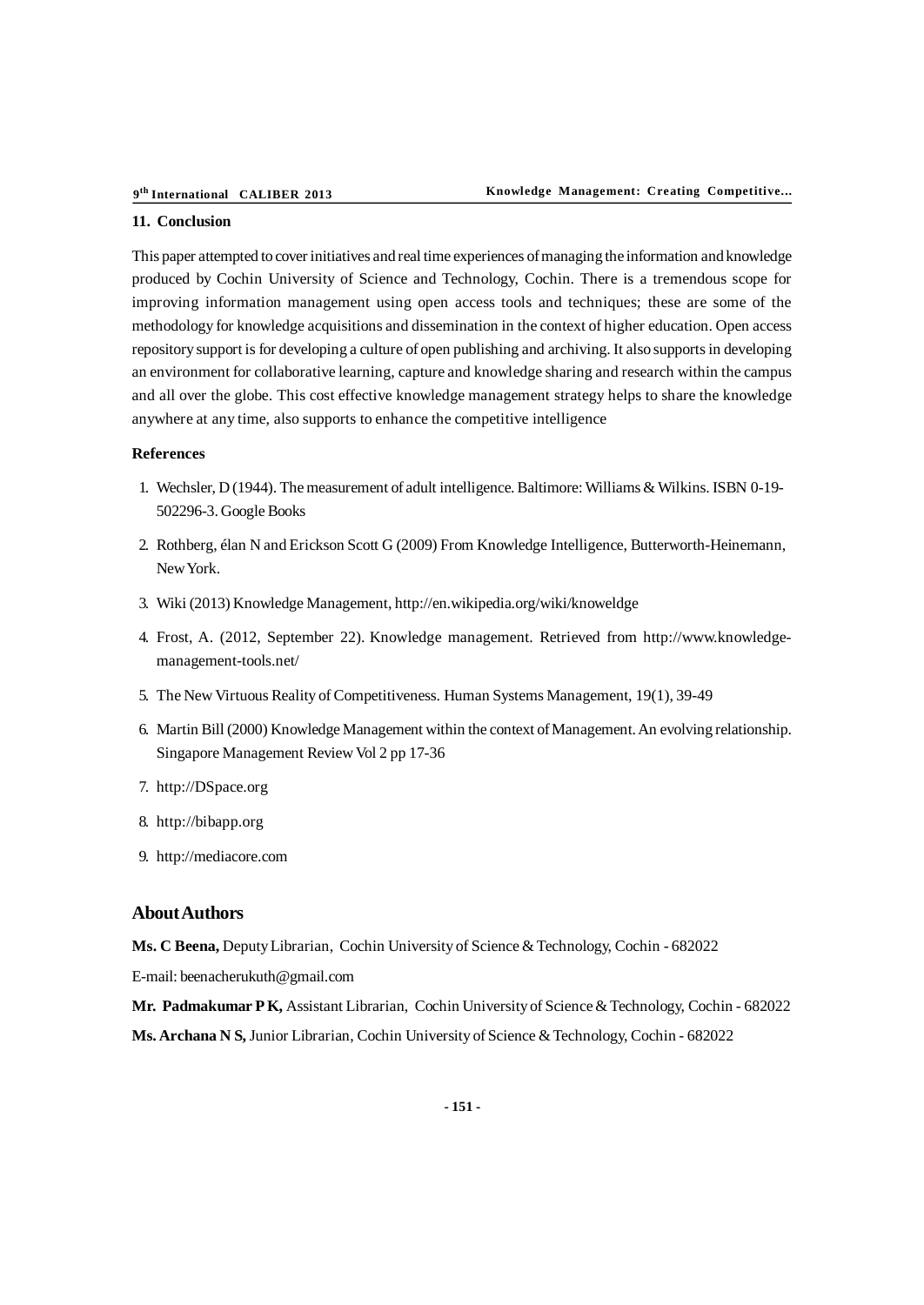## 11. Conclusion

This paper attempted to cover initiatives and real time experiences of managing the information and knowledge produced by Cochin University of Science and Technology, Cochin. There is a tremendous scope for improving information management using open access tools and techniques; these are some of the methodology for knowledge acquisitions and dissemination in the context of higher education. Open access repository support is for developing a culture of open publishing and archiving. It also supports in developing an environment for collaborative learning, capture and knowledge sharing and research within the campus and all over the globe. This cost effective knowledge management strategy helps to share the knowledge anywhere at any time, also supports to enhance the competitive intelligence

### References

1. Wechsler, D (1944). The measurement of adult intelligence. Baltimore: Williams & Wilkins. ISBN 0-19-502296-3. Google Books
2. Rothberg, élan N and Erickson Scott G (2009) From Knowledge Intelligence, Butterworth-Heinemann, New York.
3. Wiki (2013) Knowledge Management, http://en.wikipedia.org/wiki/knoweldge
4. Frost, A. (2012, September 22). Knowledge management. Retrieved from http://www.knowledge-management-tools.net/
5. The New Virtuous Reality of Competitiveness. Human Systems Management, 19(1), 39-49
6. Martin Bill (2000) Knowledge Management within the context of Management. An evolving relationship. Singapore Management Review Vol 2 pp 17-36
7. http://DSpace.org
8. http://bibapp.org
9. http://mediacore.com

## About Authors

**Ms. C Beena,** Deputy Librarian, Cochin University of Science & Technology, Cochin - 682022

E-mail: beenacherukuth@gmail.com

**Mr. Padmakumar P K,** Assistant Librarian, Cochin University of Science & Technology, Cochin - 682022

**Ms. Archana N S,** Junior Librarian, Cochin University of Science & Technology, Cochin - 682022